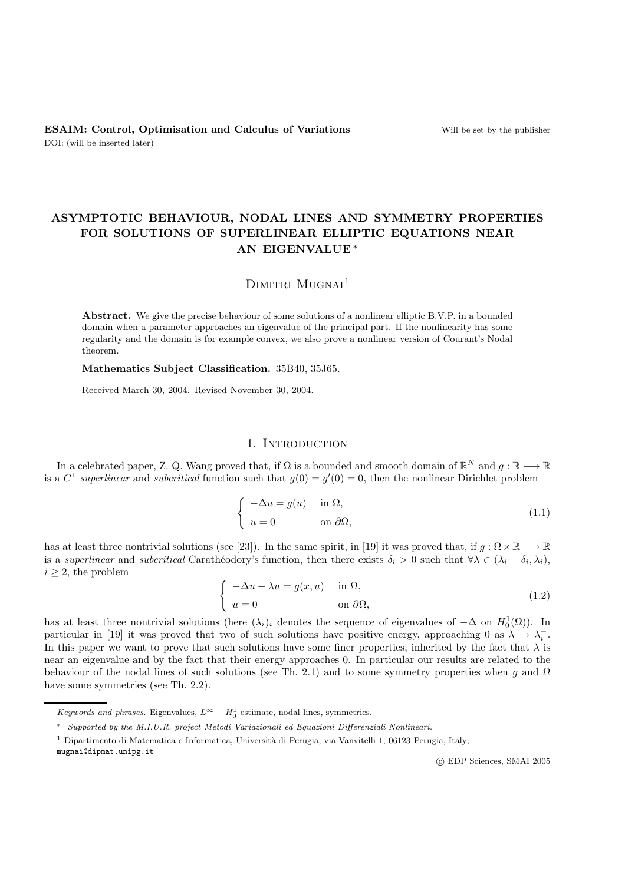**ESAIM: Control, Optimisation and Calculus of Variations**

# ASYMPTOTIC BEHAVIOUR, NODAL LINES AND SYMMETRY PROPERTIES FOR SOLUTIONS OF SUPERLINEAR ELLIPTIC EQUATIONS NEAR AN EIGENVALUE*

Dimitri Mugnai[1]

**Abstract.** We give the precise behaviour of some solutions of a nonlinear elliptic B.V.P. in a bounded domain when a parameter approaches an eigenvalue of the principal part. If the nonlinearity has some regularity and the domain is for example convex, we also prove a nonlinear version of Courant's Nodal theorem.

**Mathematics Subject Classification.** 35B40, 35J65.

Received March 30, 2004. Revised November 30, 2004.

## 1. Introduction

In a celebrated paper, Z. Q. Wang proved that, if $\Omega$ is a bounded and smooth domain of $\mathbb{R}^N$ and $g : \mathbb{R} \longrightarrow \mathbb{R}$ is a $C^1$ *superlinear* and *subcritical* function such that $g(0) = g'(0) = 0$, then the nonlinear Dirichlet problem

$$
\begin{cases} -\Delta u = g(u) & \text{in } \Omega, \\ u = 0 & \text{on } \partial\Omega, \end{cases} \tag{1.1}
$$

has at least three nontrivial solutions (see [23]). In the same spirit, in [19] it was proved that, if $g : \Omega \times \mathbb{R} \longrightarrow \mathbb{R}$ is a *superlinear* and *subcritical* Carathéodory's function, then there exists $\delta_i > 0$ such that $\forall \lambda \in (\lambda_i - \delta_i, \lambda_i)$, $i \geq 2$, the problem

$$
\begin{cases} -\Delta u - \lambda u = g(x, u) & \text{in } \Omega, \\ u = 0 & \text{on } \partial\Omega, \end{cases} \tag{1.2}
$$

has at least three nontrivial solutions (here $(\lambda_i)_i$ denotes the sequence of eigenvalues of $-\Delta$ on $H_0^1(\Omega)$). In particular in [19] it was proved that two of such solutions have positive energy, approaching 0 as $\lambda \to \lambda_i^-$. In this paper we want to prove that such solutions have some finer properties, inherited by the fact that $\lambda$ is near an eigenvalue and by the fact that their energy approaches 0. In particular our results are related to the behaviour of the nodal lines of such solutions (see Th. 2.1) and to some symmetry properties when $g$ and $\Omega$ have some symmetries (see Th. 2.2).

---

*Keywords and phrases.* Eigenvalues, $L^\infty - H_0^1$ estimate, nodal lines, symmetries.

\* *Supported by the M.I.U.R. project Metodi Variazionali ed Equazioni Differenziali Nonlineari.*

[1] Dipartimento di Matematica e Informatica, Università di Perugia, via Vanvitelli 1, 06123 Perugia, Italy; mugnai@dipmat.unipg.it

© EDP Sciences, SMAI 2005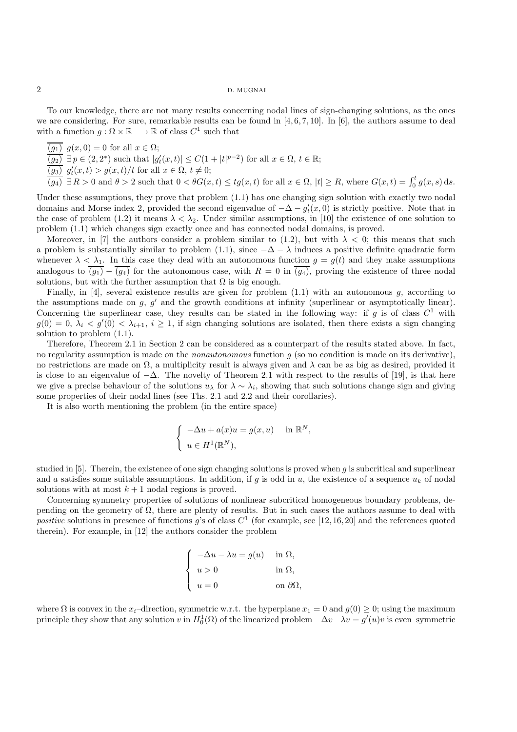To our knowledge, there are not many results concerning nodal lines of sign-changing solutions, as the ones we are considering. For sure, remarkable results can be found in [4, 6, 7, 10]. In [6], the authors assume to deal with a function $g : \Omega \times \mathbb{R} \longrightarrow \mathbb{R}$ of class $C^1$ such that

- $\overline{(g_1)}$ $g(x, 0) = 0$ for all $x \in \Omega$;
- $\overline{(g_2)}$ $\exists\, p \in (2, 2^*)$ such that $|g_t'(x,t)| \le C(1 + |t|^{p-2})$ for all $x \in \Omega$, $t \in \mathbb{R}$;
- $\overline{(g_3)}$ $g_t'(x,t) > g(x,t)/t$ for all $x \in \Omega$, $t \neq 0$;
- $\overline{(g_4)}$ $\exists\, R > 0$ and $\theta > 2$ such that $0 < \theta G(x,t) \le t g(x,t)$ for all $x \in \Omega$, $|t| \ge R$, where $G(x,t) = \int_0^t g(x,s)\,\mathrm{d}s$.

Under these assumptions, they prove that problem (1.1) has one changing sign solution with exactly two nodal domains and Morse index 2, provided the second eigenvalue of $-\Delta - g_t'(x, 0)$ is strictly positive. Note that in the case of problem (1.2) it means $\lambda < \lambda_2$. Under similar assumptions, in [10] the existence of one solution to problem (1.1) which changes sign exactly once and has connected nodal domains, is proved.

Moreover, in [7] the authors consider a problem similar to (1.2), but with $\lambda < 0$; this means that such a problem is substantially similar to problem (1.1), since $-\Delta - \lambda$ induces a positive definite quadratic form whenever $\lambda < \lambda_1$. In this case they deal with an autonomous function $g = g(t)$ and they make assumptions analogous to $\overline{(g_1)} - \overline{(g_4)}$ for the autonomous case, with $R = 0$ in $\overline{(g_4)}$, proving the existence of three nodal solutions, but with the further assumption that $\Omega$ is big enough.

Finally, in [4], several existence results are given for problem (1.1) with an autonomous $g$, according to the assumptions made on $g$, $g'$ and the growth conditions at infinity (superlinear or asymptotically linear). Concerning the superlinear case, they results can be stated in the following way: if $g$ is of class $C^1$ with $g(0) = 0$, $\lambda_i < g'(0) < \lambda_{i+1}$, $i \ge 1$, if sign changing solutions are isolated, then there exists a sign changing solution to problem (1.1).

Therefore, Theorem 2.1 in Section 2 can be considered as a counterpart of the results stated above. In fact, no regularity assumption is made on the *nonautonomous* function $g$ (so no condition is made on its derivative), no restrictions are made on $\Omega$, a multiplicity result is always given and $\lambda$ can be as big as desired, provided it is close to an eigenvalue of $-\Delta$. The novelty of Theorem 2.1 with respect to the results of [19], is that here we give a precise behaviour of the solutions $u_\lambda$ for $\lambda \sim \lambda_i$, showing that such solutions change sign and giving some properties of their nodal lines (see Ths. 2.1 and 2.2 and their corollaries).

It is also worth mentioning the problem (in the entire space)

$$
\begin{cases}
-\Delta u + a(x)u = g(x,u) & \text{in } \mathbb{R}^N, \\
u \in H^1(\mathbb{R}^N),
\end{cases}
$$

studied in [5]. Therein, the existence of one sign changing solutions is proved when $g$ is subcritical and superlinear and $a$ satisfies some suitable assumptions. In addition, if $g$ is odd in $u$, the existence of a sequence $u_k$ of nodal solutions with at most $k + 1$ nodal regions is proved.

Concerning symmetry properties of solutions of nonlinear subcritical homogeneous boundary problems, depending on the geometry of $\Omega$, there are plenty of results. But in such cases the authors assume to deal with *positive* solutions in presence of functions $g$'s of class $C^1$ (for example, see [12, 16, 20] and the references quoted therein). For example, in [12] the authors consider the problem

$$
\begin{cases}
-\Delta u - \lambda u = g(u) & \text{in } \Omega, \\
u > 0 & \text{in } \Omega, \\
u = 0 & \text{on } \partial\Omega,
\end{cases}
$$

where $\Omega$ is convex in the $x_i$–direction, symmetric w.r.t. the hyperplane $x_1 = 0$ and $g(0) \ge 0$; using the maximum principle they show that any solution $v$ in $H_0^1(\Omega)$ of the linearized problem $-\Delta v - \lambda v = g'(u)v$ is even–symmetric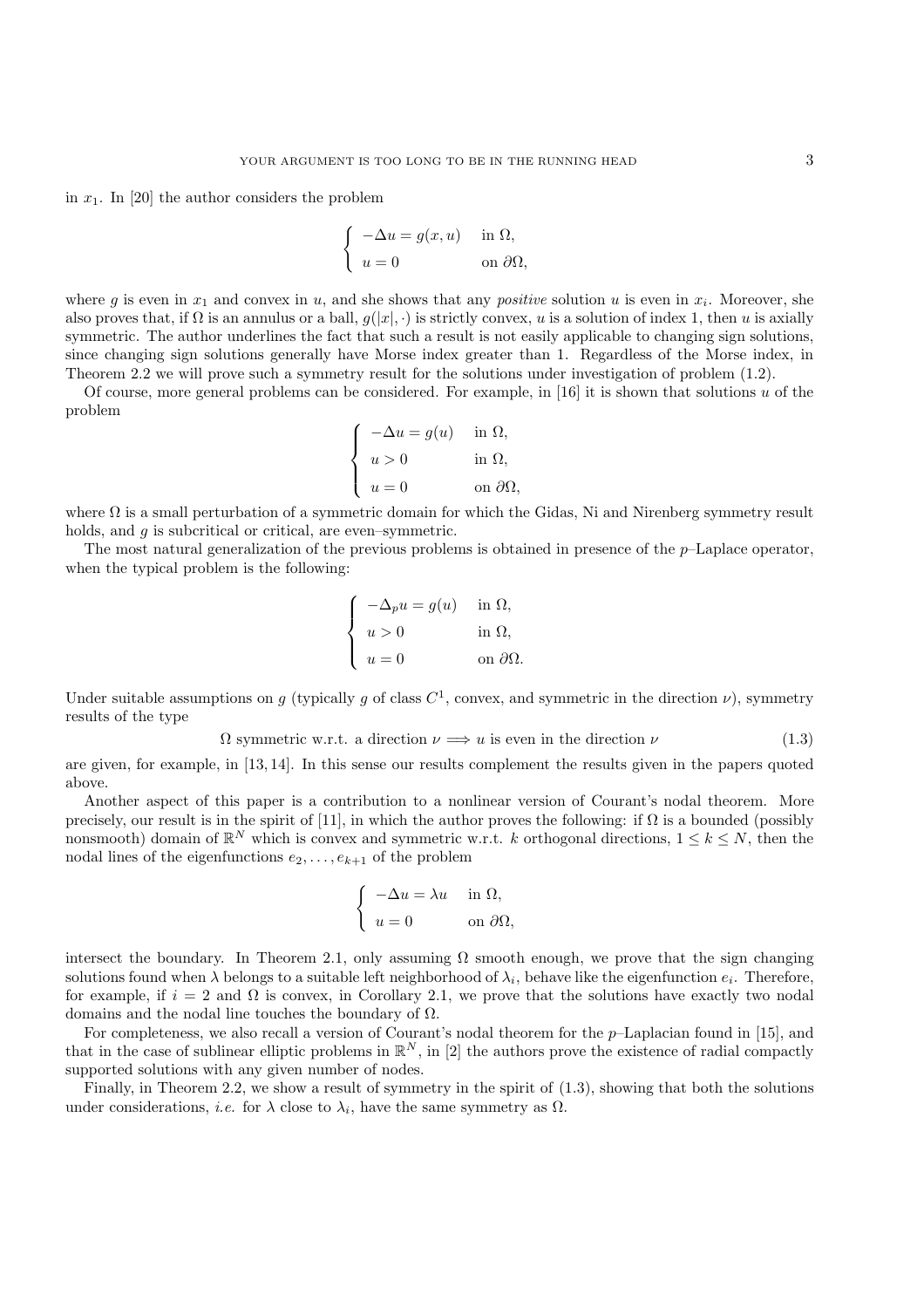in $x_1$. In [20] the author considers the problem

$$
\begin{cases}
-\Delta u = g(x,u) & \text{in } \Omega, \\
u = 0 & \text{on } \partial\Omega,
\end{cases}
$$

where $g$ is even in $x_1$ and convex in $u$, and she shows that any *positive* solution $u$ is even in $x_i$. Moreover, she also proves that, if $\Omega$ is an annulus or a ball, $g(|x|,\cdot)$ is strictly convex, $u$ is a solution of index 1, then $u$ is axially symmetric. The author underlines the fact that such a result is not easily applicable to changing sign solutions, since changing sign solutions generally have Morse index greater than 1. Regardless of the Morse index, in Theorem 2.2 we will prove such a symmetry result for the solutions under investigation of problem (1.2).

Of course, more general problems can be considered. For example, in [16] it is shown that solutions $u$ of the problem

$$
\begin{cases}
-\Delta u = g(u) & \text{in } \Omega, \\
u > 0 & \text{in } \Omega, \\
u = 0 & \text{on } \partial\Omega,
\end{cases}
$$

where $\Omega$ is a small perturbation of a symmetric domain for which the Gidas, Ni and Nirenberg symmetry result holds, and $g$ is subcritical or critical, are even–symmetric.

The most natural generalization of the previous problems is obtained in presence of the $p$–Laplace operator, when the typical problem is the following:

$$
\begin{cases}
-\Delta_p u = g(u) & \text{in } \Omega, \\
u > 0 & \text{in } \Omega, \\
u = 0 & \text{on } \partial\Omega.
\end{cases}
$$

Under suitable assumptions on $g$ (typically $g$ of class $C^1$, convex, and symmetric in the direction $\nu$), symmetry results of the type

$$
\Omega \text{ symmetric w.r.t. a direction } \nu \Longrightarrow u \text{ is even in the direction } \nu \tag{1.3}
$$

are given, for example, in [13, 14]. In this sense our results complement the results given in the papers quoted above.

Another aspect of this paper is a contribution to a nonlinear version of Courant's nodal theorem. More precisely, our result is in the spirit of [11], in which the author proves the following: if $\Omega$ is a bounded (possibly nonsmooth) domain of $\mathbb{R}^N$ which is convex and symmetric w.r.t. $k$ orthogonal directions, $1 \leq k \leq N$, then the nodal lines of the eigenfunctions $e_2, \ldots, e_{k+1}$ of the problem

$$
\begin{cases}
-\Delta u = \lambda u & \text{in } \Omega, \\
u = 0 & \text{on } \partial\Omega,
\end{cases}
$$

intersect the boundary. In Theorem 2.1, only assuming $\Omega$ smooth enough, we prove that the sign changing solutions found when $\lambda$ belongs to a suitable left neighborhood of $\lambda_i$, behave like the eigenfunction $e_i$. Therefore, for example, if $i = 2$ and $\Omega$ is convex, in Corollary 2.1, we prove that the solutions have exactly two nodal domains and the nodal line touches the boundary of $\Omega$.

For completeness, we also recall a version of Courant's nodal theorem for the $p$–Laplacian found in [15], and that in the case of sublinear elliptic problems in $\mathbb{R}^N$, in [2] the authors prove the existence of radial compactly supported solutions with any given number of nodes.

Finally, in Theorem 2.2, we show a result of symmetry in the spirit of (1.3), showing that both the solutions under considerations, *i.e.* for $\lambda$ close to $\lambda_i$, have the same symmetry as $\Omega$.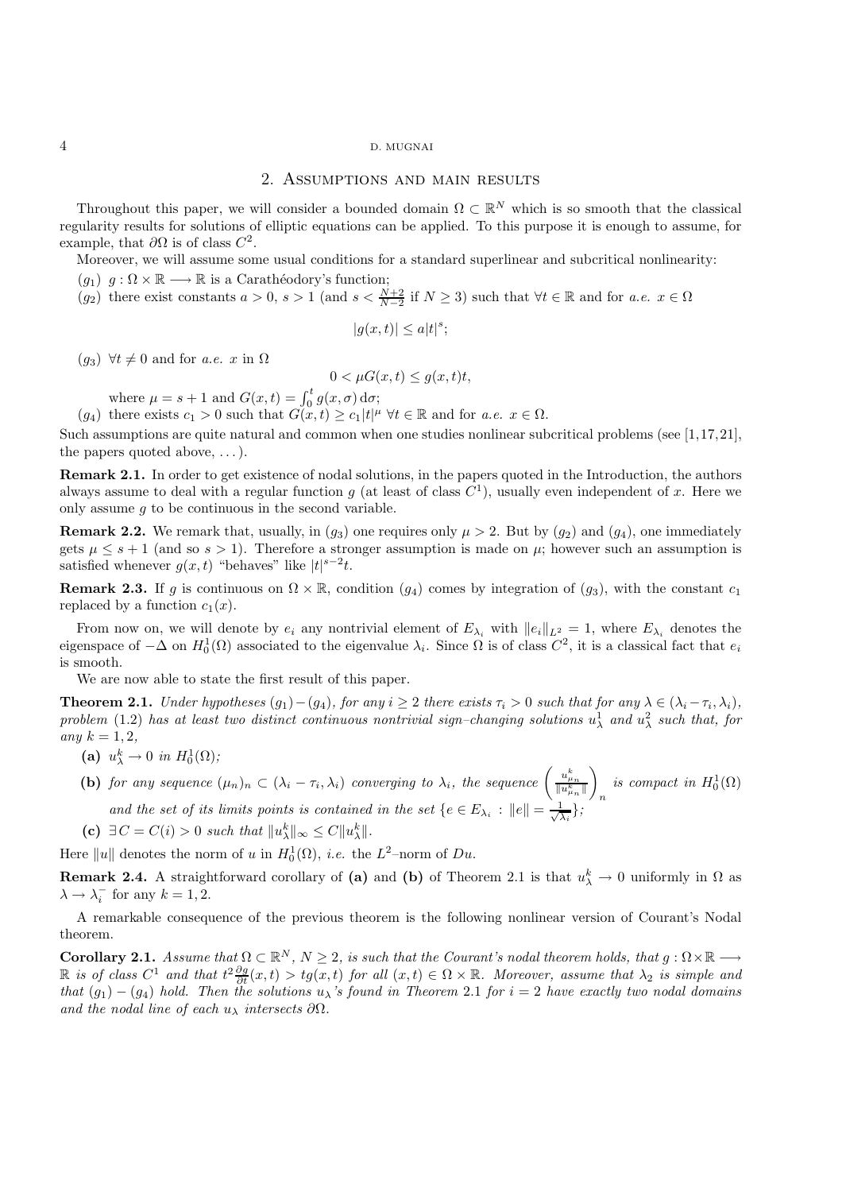## 2. Assumptions and main results

Throughout this paper, we will consider a bounded domain $\Omega \subset \mathbb{R}^N$ which is so smooth that the classical regularity results for solutions of elliptic equations can be applied. To this purpose it is enough to assume, for example, that $\partial\Omega$ is of class $C^2$.

Moreover, we will assume some usual conditions for a standard superlinear and subcritical nonlinearity:

$(g_1)$ $g : \Omega \times \mathbb{R} \longrightarrow \mathbb{R}$ is a Carathéodory's function;

$(g_2)$ there exist constants $a > 0$, $s > 1$ (and $s < \frac{N+2}{N-2}$ if $N \geq 3$) such that $\forall t \in \mathbb{R}$ and for *a.e.* $x \in \Omega$

$$|g(x,t)| \leq a|t|^s;$$

$(g_3)$ $\forall t \neq 0$ and for *a.e.* $x$ in $\Omega$

$$0 < \mu G(x,t) \leq g(x,t)t,$$

where $\mu = s+1$ and $G(x,t) = \int_0^t g(x,\sigma)\,\mathrm{d}\sigma$;

$(g_4)$ there exists $c_1 > 0$ such that $G(x,t) \geq c_1|t|^\mu$ $\forall t \in \mathbb{R}$ and for *a.e.* $x \in \Omega$.

Such assumptions are quite natural and common when one studies nonlinear subcritical problems (see [1,17,21], the papers quoted above, ...).

**Remark 2.1.** In order to get existence of nodal solutions, in the papers quoted in the Introduction, the authors always assume to deal with a regular function $g$ (at least of class $C^1$), usually even independent of $x$. Here we only assume $g$ to be continuous in the second variable.

**Remark 2.2.** We remark that, usually, in $(g_3)$ one requires only $\mu > 2$. But by $(g_2)$ and $(g_4)$, one immediately gets $\mu \leq s+1$ (and so $s > 1$). Therefore a stronger assumption is made on $\mu$; however such an assumption is satisfied whenever $g(x,t)$ "behaves" like $|t|^{s-2}t$.

**Remark 2.3.** If $g$ is continuous on $\Omega \times \mathbb{R}$, condition $(g_4)$ comes by integration of $(g_3)$, with the constant $c_1$ replaced by a function $c_1(x)$.

From now on, we will denote by $e_i$ any nontrivial element of $E_{\lambda_i}$ with $\|e_i\|_{L^2} = 1$, where $E_{\lambda_i}$ denotes the eigenspace of $-\Delta$ on $H^1_0(\Omega)$ associated to the eigenvalue $\lambda_i$. Since $\Omega$ is of class $C^2$, it is a classical fact that $e_i$ is smooth.

We are now able to state the first result of this paper.

**Theorem 2.1.** *Under hypotheses $(g_1)-(g_4)$, for any $i \geq 2$ there exists $\tau_i > 0$ such that for any $\lambda \in (\lambda_i - \tau_i, \lambda_i)$, problem* (1.2) *has at least two distinct continuous nontrivial sign–changing solutions $u^1_\lambda$ and $u^2_\lambda$ such that, for any $k = 1, 2$,*

**(a)** *$u^k_\lambda \to 0$ in $H^1_0(\Omega)$;*

**(b)** *for any sequence $(\mu_n)_n \subset (\lambda_i - \tau_i, \lambda_i)$ converging to $\lambda_i$, the sequence $\left(\frac{u^k_{\mu_n}}{\|u^k_{\mu_n}\|}\right)_n$ is compact in $H^1_0(\Omega)$ and the set of its limits points is contained in the set $\{e \in E_{\lambda_i} : \|e\| = \frac{1}{\sqrt{\lambda_i}}\}$;*

**(c)** *$\exists C = C(i) > 0$ such that $\|u^k_\lambda\|_\infty \leq C\|u^k_\lambda\|$.*

Here $\|u\|$ denotes the norm of $u$ in $H^1_0(\Omega)$, *i.e.* the $L^2$–norm of $Du$.

**Remark 2.4.** A straightforward corollary of **(a)** and **(b)** of Theorem 2.1 is that $u^k_\lambda \to 0$ uniformly in $\Omega$ as $\lambda \to \lambda_i^-$ for any $k = 1, 2$.

A remarkable consequence of the previous theorem is the following nonlinear version of Courant's Nodal theorem.

**Corollary 2.1.** *Assume that $\Omega \subset \mathbb{R}^N$, $N \geq 2$, is such that the Courant's nodal theorem holds, that $g : \Omega \times \mathbb{R} \longrightarrow \mathbb{R}$ is of class $C^1$ and that $t^2 \frac{\partial g}{\partial t}(x,t) > tg(x,t)$ for all $(x,t) \in \Omega \times \mathbb{R}$. Moreover, assume that $\lambda_2$ is simple and that $(g_1)-(g_4)$ hold. Then the solutions $u_\lambda$'s found in Theorem* 2.1 *for $i = 2$ have exactly two nodal domains and the nodal line of each $u_\lambda$ intersects $\partial\Omega$.*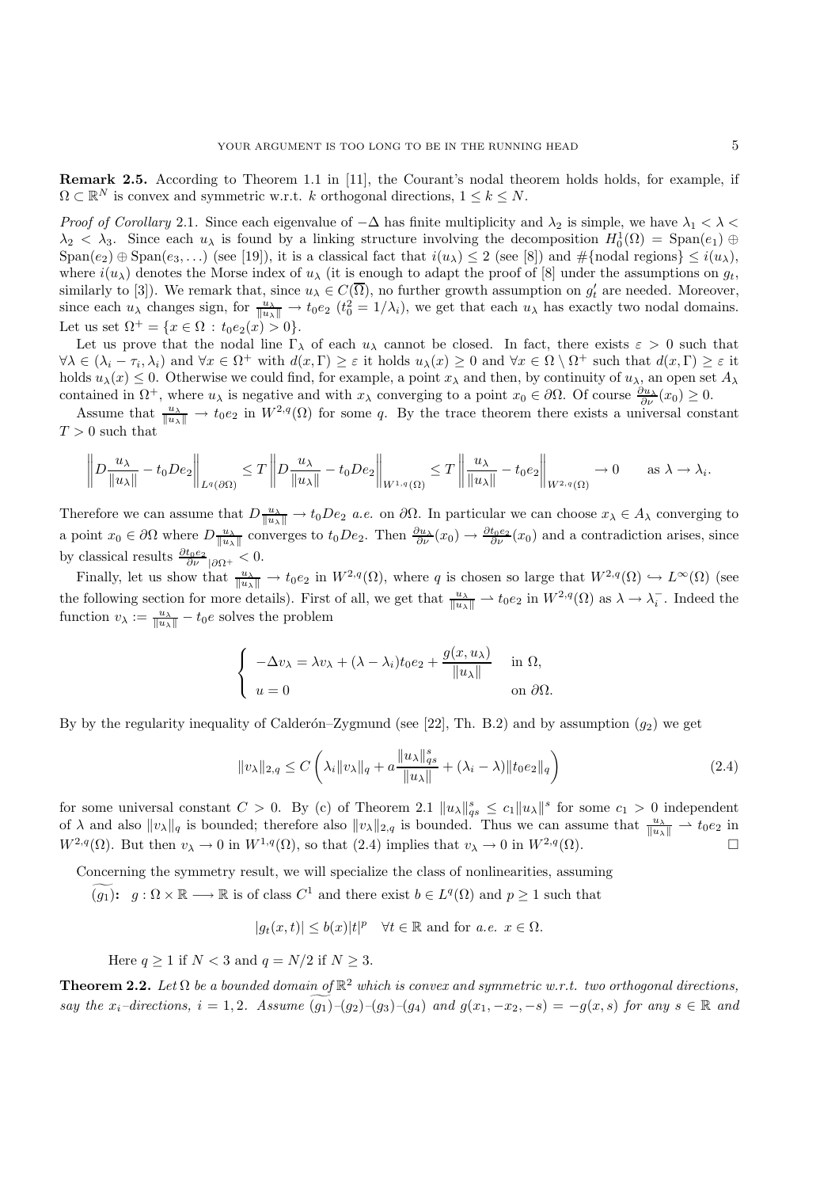**Remark 2.5.** According to Theorem 1.1 in [11], the Courant's nodal theorem holds holds, for example, if $\Omega \subset \mathbb{R}^N$ is convex and symmetric w.r.t. $k$ orthogonal directions, $1 \le k \le N$.

*Proof of Corollary* 2.1. Since each eigenvalue of $-\Delta$ has finite multiplicity and $\lambda_2$ is simple, we have $\lambda_1 < \lambda < \lambda_2 < \lambda_3$. Since each $u_\lambda$ is found by a linking structure involving the decomposition $H_0^1(\Omega) = \mathrm{Span}(e_1) \oplus \mathrm{Span}(e_2) \oplus \mathrm{Span}(e_3, \ldots)$ (see [19]), it is a classical fact that $i(u_\lambda) \le 2$ (see [8]) and $\#\{\text{nodal regions}\} \le i(u_\lambda)$, where $i(u_\lambda)$ denotes the Morse index of $u_\lambda$ (it is enough to adapt the proof of [8] under the assumptions on $g_t$, similarly to [3]). We remark that, since $u_\lambda \in C(\overline{\Omega})$, no further growth assumption on $g_t'$ are needed. Moreover, since each $u_\lambda$ changes sign, for $\frac{u_\lambda}{\|u_\lambda\|} \to t_0 e_2$ ($t_0^2 = 1/\lambda_i$), we get that each $u_\lambda$ has exactly two nodal domains. Let us set $\Omega^+ = \{x \in \Omega \,:\, t_0 e_2(x) > 0\}$.

Let us prove that the nodal line $\Gamma_\lambda$ of each $u_\lambda$ cannot be closed. In fact, there exists $\varepsilon > 0$ such that $\forall \lambda \in (\lambda_i - \tau_i, \lambda_i)$ and $\forall x \in \Omega^+$ with $d(x, \Gamma) \ge \varepsilon$ it holds $u_\lambda(x) \ge 0$ and $\forall x \in \Omega \setminus \Omega^+$ such that $d(x, \Gamma) \ge \varepsilon$ it holds $u_\lambda(x) \le 0$. Otherwise we could find, for example, a point $x_\lambda$ and then, by continuity of $u_\lambda$, an open set $A_\lambda$ contained in $\Omega^+$, where $u_\lambda$ is negative and with $x_\lambda$ converging to a point $x_0 \in \partial\Omega$. Of course $\frac{\partial u_\lambda}{\partial \nu}(x_0) \ge 0$.

Assume that $\frac{u_\lambda}{\|u_\lambda\|} \to t_0 e_2$ in $W^{2,q}(\Omega)$ for some $q$. By the trace theorem there exists a universal constant $T > 0$ such that

$$
\left\| D\frac{u_\lambda}{\|u_\lambda\|} - t_0 De_2 \right\|_{L^q(\partial\Omega)} \le T \left\| D\frac{u_\lambda}{\|u_\lambda\|} - t_0 De_2 \right\|_{W^{1,q}(\Omega)} \le T \left\| \frac{u_\lambda}{\|u_\lambda\|} - t_0 e_2 \right\|_{W^{2,q}(\Omega)} \to 0 \qquad \text{as } \lambda \to \lambda_i.
$$

Therefore we can assume that $D\frac{u_\lambda}{\|u_\lambda\|} \to t_0 De_2$ *a.e.* on $\partial\Omega$. In particular we can choose $x_\lambda \in A_\lambda$ converging to a point $x_0 \in \partial\Omega$ where $D\frac{u_\lambda}{\|u_\lambda\|}$ converges to $t_0 De_2$. Then $\frac{\partial u_\lambda}{\partial \nu}(x_0) \to \frac{\partial t_0 e_2}{\partial \nu}(x_0)$ and a contradiction arises, since by classical results $\frac{\partial t_0 e_2}{\partial \nu}_{|\partial\Omega^+} < 0$.

Finally, let us show that $\frac{u_\lambda}{\|u_\lambda\|} \to t_0 e_2$ in $W^{2,q}(\Omega)$, where $q$ is chosen so large that $W^{2,q}(\Omega) \hookrightarrow L^\infty(\Omega)$ (see the following section for more details). First of all, we get that $\frac{u_\lambda}{\|u_\lambda\|} \rightharpoonup t_0 e_2$ in $W^{2,q}(\Omega)$ as $\lambda \to \lambda_i^-$. Indeed the function $v_\lambda := \frac{u_\lambda}{\|u_\lambda\|} - t_0 e$ solves the problem

$$
\begin{cases}
-\Delta v_\lambda = \lambda v_\lambda + (\lambda - \lambda_i) t_0 e_2 + \dfrac{g(x, u_\lambda)}{\|u_\lambda\|} & \text{in } \Omega, \\
u = 0 & \text{on } \partial\Omega.
\end{cases}
$$

By by the regularity inequality of Calderón–Zygmund (see [22], Th. B.2) and by assumption $(g_2)$ we get

$$
\|v_\lambda\|_{2,q} \le C \left( \lambda_i \|v_\lambda\|_q + a \frac{\|u_\lambda\|_{qs}^s}{\|u_\lambda\|} + (\lambda_i - \lambda) \|t_0 e_2\|_q \right) \tag{2.4}
$$

for some universal constant $C > 0$. By (c) of Theorem 2.1 $\|u_\lambda\|_{qs}^s \le c_1 \|u_\lambda\|^s$ for some $c_1 > 0$ independent of $\lambda$ and also $\|v_\lambda\|_q$ is bounded; therefore also $\|v_\lambda\|_{2,q}$ is bounded. Thus we can assume that $\frac{u_\lambda}{\|u_\lambda\|} \rightharpoonup t_0 e_2$ in $W^{2,q}(\Omega)$. But then $v_\lambda \to 0$ in $W^{1,q}(\Omega)$, so that (2.4) implies that $v_\lambda \to 0$ in $W^{2,q}(\Omega)$. $\square$

Concerning the symmetry result, we will specialize the class of nonlinearities, assuming

$\widetilde{(g_1)}$**:** $g : \Omega \times \mathbb{R} \longrightarrow \mathbb{R}$ is of class $C^1$ and there exist $b \in L^q(\Omega)$ and $p \ge 1$ such that

$$
|g_t(x,t)| \le b(x)|t|^p \quad \forall t \in \mathbb{R} \text{ and for } a.e.\ x \in \Omega.
$$

Here $q \ge 1$ if $N < 3$ and $q = N/2$ if $N \ge 3$.

**Theorem 2.2.** *Let $\Omega$ be a bounded domain of $\mathbb{R}^2$ which is convex and symmetric w.r.t. two orthogonal directions, say the $x_i$–directions, $i = 1, 2$. Assume $\widetilde{(g_1)}$–$(g_2)$–$(g_3)$–$(g_4)$ and $g(x_1, -x_2, -s) = -g(x, s)$ for any $s \in \mathbb{R}$ and*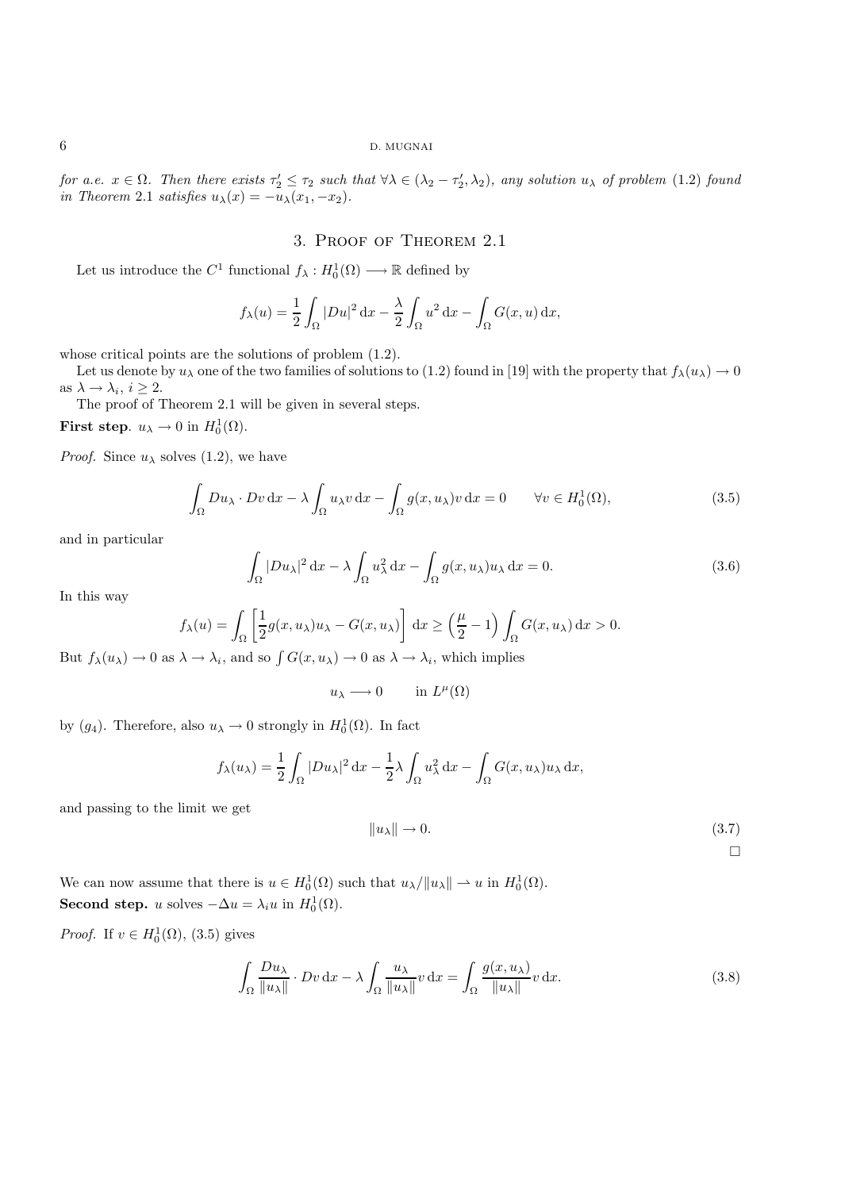*for a.e. $x \in \Omega$. Then there exists $\tau_2' \leq \tau_2$ such that $\forall \lambda \in (\lambda_2 - \tau_2', \lambda_2)$, any solution $u_\lambda$ of problem* (1.2) *found in Theorem* 2.1 *satisfies $u_\lambda(x) = -u_\lambda(x_1, -x_2)$.*

## 3. Proof of Theorem 2.1

Let us introduce the $C^1$ functional $f_\lambda : H_0^1(\Omega) \longrightarrow \mathbb{R}$ defined by

$$f_\lambda(u) = \frac{1}{2}\int_\Omega |Du|^2 \, \mathrm{d}x - \frac{\lambda}{2}\int_\Omega u^2 \, \mathrm{d}x - \int_\Omega G(x,u) \, \mathrm{d}x,$$

whose critical points are the solutions of problem (1.2).

Let us denote by $u_\lambda$ one of the two families of solutions to (1.2) found in [19] with the property that $f_\lambda(u_\lambda) \to 0$ as $\lambda \to \lambda_i$, $i \geq 2$.

The proof of Theorem 2.1 will be given in several steps.

**First step**. $u_\lambda \to 0$ in $H_0^1(\Omega)$.

*Proof.* Since $u_\lambda$ solves (1.2), we have

$$\int_\Omega Du_\lambda \cdot Dv \, \mathrm{d}x - \lambda \int_\Omega u_\lambda v \, \mathrm{d}x - \int_\Omega g(x, u_\lambda) v \, \mathrm{d}x = 0 \qquad \forall v \in H_0^1(\Omega), \tag{3.5}$$

and in particular

$$\int_\Omega |Du_\lambda|^2 \, \mathrm{d}x - \lambda \int_\Omega u_\lambda^2 \, \mathrm{d}x - \int_\Omega g(x, u_\lambda) u_\lambda \, \mathrm{d}x = 0. \tag{3.6}$$

In this way

$$f_\lambda(u) = \int_\Omega \left[\frac{1}{2} g(x, u_\lambda) u_\lambda - G(x, u_\lambda)\right] \, \mathrm{d}x \geq \left(\frac{\mu}{2} - 1\right) \int_\Omega G(x, u_\lambda) \, \mathrm{d}x > 0.$$

But $f_\lambda(u_\lambda) \to 0$ as $\lambda \to \lambda_i$, and so $\int G(x, u_\lambda) \to 0$ as $\lambda \to \lambda_i$, which implies

$$u_\lambda \longrightarrow 0 \qquad \text{in } L^\mu(\Omega)$$

by $(g_4)$. Therefore, also $u_\lambda \to 0$ strongly in $H_0^1(\Omega)$. In fact

$$f_\lambda(u_\lambda) = \frac{1}{2}\int_\Omega |Du_\lambda|^2 \, \mathrm{d}x - \frac{1}{2}\lambda \int_\Omega u_\lambda^2 \, \mathrm{d}x - \int_\Omega G(x, u_\lambda) u_\lambda \, \mathrm{d}x,$$

and passing to the limit we get

$$\|u_\lambda\| \to 0. \tag{3.7}$$

$\square$

We can now assume that there is $u \in H_0^1(\Omega)$ such that $u_\lambda / \|u_\lambda\| \rightharpoonup u$ in $H_0^1(\Omega)$.

**Second step.** $u$ solves $-\Delta u = \lambda_i u$ in $H_0^1(\Omega)$.

*Proof.* If $v \in H_0^1(\Omega)$, (3.5) gives

$$\int_\Omega \frac{Du_\lambda}{\|u_\lambda\|} \cdot Dv \, \mathrm{d}x - \lambda \int_\Omega \frac{u_\lambda}{\|u_\lambda\|} v \, \mathrm{d}x = \int_\Omega \frac{g(x, u_\lambda)}{\|u_\lambda\|} v \, \mathrm{d}x. \tag{3.8}$$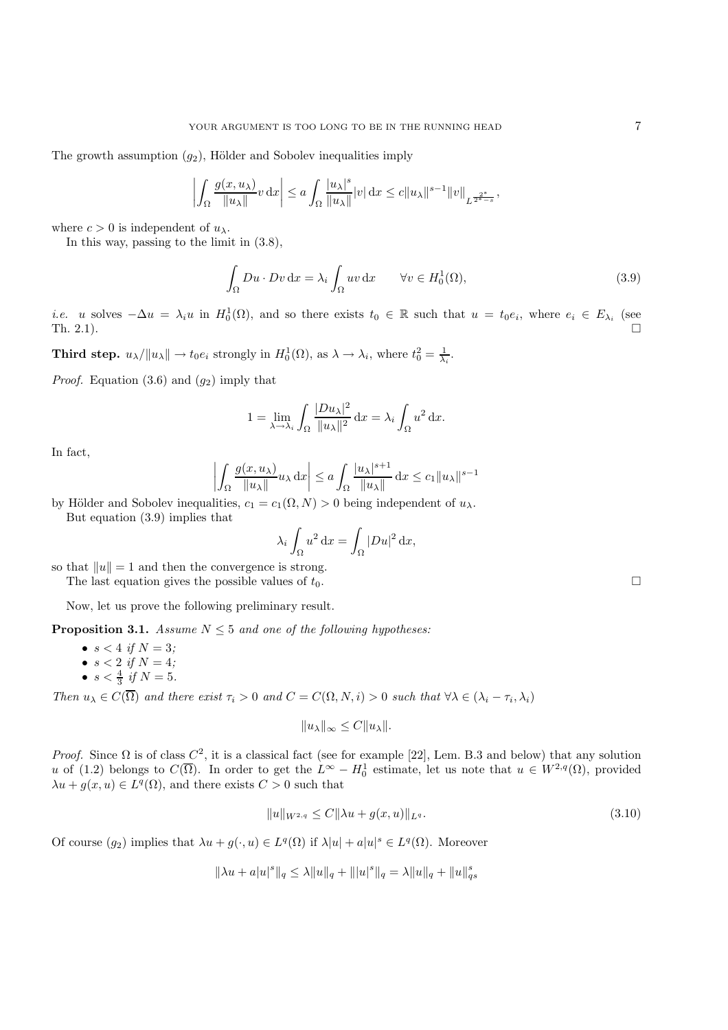The growth assumption $(g_2)$, Hölder and Sobolev inequalities imply

$$\left|\int_\Omega \frac{g(x,u_\lambda)}{\|u_\lambda\|} v \, \mathrm{d}x\right| \leq a \int_\Omega \frac{|u_\lambda|^s}{\|u_\lambda\|} |v| \, \mathrm{d}x \leq c \|u_\lambda\|^{s-1} \|v\|_{L^{\frac{2^*}{2^*-s}}},$$

where $c > 0$ is independent of $u_\lambda$.

In this way, passing to the limit in (3.8),

$$\int_\Omega Du \cdot Dv \, \mathrm{d}x = \lambda_i \int_\Omega uv \, \mathrm{d}x \qquad \forall v \in H_0^1(\Omega), \tag{3.9}$$

*i.e.* $u$ solves $-\Delta u = \lambda_i u$ in $H_0^1(\Omega)$, and so there exists $t_0 \in \mathbb{R}$ such that $u = t_0 e_i$, where $e_i \in E_{\lambda_i}$ (see Th. 2.1). □

**Third step.** $u_\lambda / \|u_\lambda\| \to t_0 e_i$ strongly in $H_0^1(\Omega)$, as $\lambda \to \lambda_i$, where $t_0^2 = \frac{1}{\lambda_i}$.

*Proof.* Equation (3.6) and $(g_2)$ imply that

$$1 = \lim_{\lambda \to \lambda_i} \int_\Omega \frac{|Du_\lambda|^2}{\|u_\lambda\|^2} \, \mathrm{d}x = \lambda_i \int_\Omega u^2 \, \mathrm{d}x.$$

In fact,

$$\left|\int_\Omega \frac{g(x,u_\lambda)}{\|u_\lambda\|} u_\lambda \, \mathrm{d}x\right| \leq a \int_\Omega \frac{|u_\lambda|^{s+1}}{\|u_\lambda\|} \, \mathrm{d}x \leq c_1 \|u_\lambda\|^{s-1}$$

by Hölder and Sobolev inequalities, $c_1 = c_1(\Omega, N) > 0$ being independent of $u_\lambda$.

But equation (3.9) implies that

$$\lambda_i \int_\Omega u^2 \, \mathrm{d}x = \int_\Omega |Du|^2 \, \mathrm{d}x,$$

so that $\|u\| = 1$ and then the convergence is strong.

The last equation gives the possible values of $t_0$. □

Now, let us prove the following preliminary result.

**Proposition 3.1.** *Assume $N \leq 5$ and one of the following hypotheses:*

- $s < 4$ *if* $N = 3$*;*
- $s < 2$ *if* $N = 4$*;*
- $s < \frac{4}{3}$ *if* $N = 5$.

*Then $u_\lambda \in C(\overline{\Omega})$ and there exist $\tau_i > 0$ and $C = C(\Omega, N, i) > 0$ such that $\forall \lambda \in (\lambda_i - \tau_i, \lambda_i)$*

$$\|u_\lambda\|_\infty \leq C \|u_\lambda\|.$$

*Proof.* Since $\Omega$ is of class $C^2$, it is a classical fact (see for example [22], Lem. B.3 and below) that any solution $u$ of (1.2) belongs to $C(\overline{\Omega})$. In order to get the $L^\infty - H_0^1$ estimate, let us note that $u \in W^{2,q}(\Omega)$, provided $\lambda u + g(x,u) \in L^q(\Omega)$, and there exists $C > 0$ such that

$$\|u\|_{W^{2,q}} \leq C \|\lambda u + g(x,u)\|_{L^q}. \tag{3.10}$$

Of course $(g_2)$ implies that $\lambda u + g(\cdot, u) \in L^q(\Omega)$ if $\lambda |u| + a|u|^s \in L^q(\Omega)$. Moreover

$$\|\lambda u + a|u|^s\|_q \leq \lambda \|u\|_q + \||u|^s\|_q = \lambda \|u\|_q + \|u\|_{qs}^s$$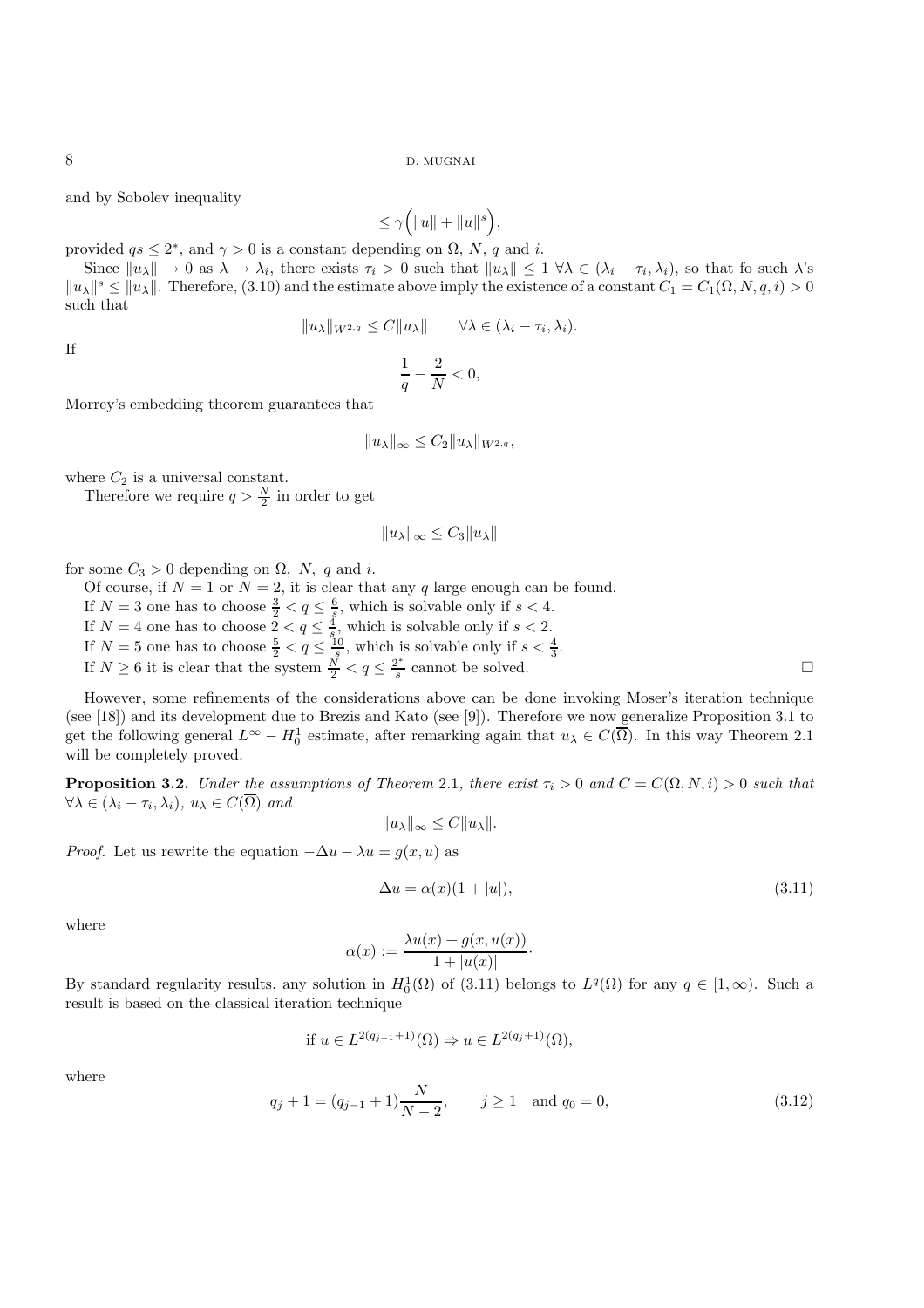and by Sobolev inequality

$$\leq \gamma\Big(\|u\| + \|u\|^s\Big),$$

provided $qs \leq 2^*$, and $\gamma > 0$ is a constant depending on $\Omega$, $N$, $q$ and $i$.

Since $\|u_\lambda\| \to 0$ as $\lambda \to \lambda_i$, there exists $\tau_i > 0$ such that $\|u_\lambda\| \leq 1$ $\forall \lambda \in (\lambda_i - \tau_i, \lambda_i)$, so that fo such $\lambda$'s $\|u_\lambda\|^s \leq \|u_\lambda\|$. Therefore, (3.10) and the estimate above imply the existence of a constant $C_1 = C_1(\Omega, N, q, i) > 0$ such that

$$\|u_\lambda\|_{W^{2,q}} \leq C\|u_\lambda\| \qquad \forall \lambda \in (\lambda_i - \tau_i, \lambda_i).$$

If

$$\frac{1}{q} - \frac{2}{N} < 0,$$

Morrey's embedding theorem guarantees that

$$\|u_\lambda\|_\infty \leq C_2\|u_\lambda\|_{W^{2,q}},$$

where $C_2$ is a universal constant.

Therefore we require $q > \frac{N}{2}$ in order to get

$$\|u_\lambda\|_\infty \leq C_3\|u_\lambda\|$$

for some $C_3 > 0$ depending on $\Omega$, $N$, $q$ and $i$.

Of course, if $N = 1$ or $N = 2$, it is clear that any $q$ large enough can be found.

If $N = 3$ one has to choose $\frac{3}{2} < q \leq \frac{6}{s}$, which is solvable only if $s < 4$.

If $N = 4$ one has to choose $2 < q \leq \frac{4}{s}$, which is solvable only if $s < 2$.

If $N = 5$ one has to choose $\frac{5}{2} < q \leq \frac{10}{s}$, which is solvable only if $s < \frac{4}{3}$.

If $N \geq 6$ it is clear that the system $\frac{N}{2} < q \leq \frac{2^*}{s}$ cannot be solved. $\square$

However, some refinements of the considerations above can be done invoking Moser's iteration technique (see [18]) and its development due to Brezis and Kato (see [9]). Therefore we now generalize Proposition 3.1 to get the following general $L^\infty - H_0^1$ estimate, after remarking again that $u_\lambda \in C(\overline{\Omega})$. In this way Theorem 2.1 will be completely proved.

**Proposition 3.2.** *Under the assumptions of Theorem* 2.1*, there exist $\tau_i > 0$ and $C = C(\Omega, N, i) > 0$ such that $\forall \lambda \in (\lambda_i - \tau_i, \lambda_i)$, $u_\lambda \in C(\overline{\Omega})$ and*

$$\|u_\lambda\|_\infty \leq C\|u_\lambda\|.$$

*Proof.* Let us rewrite the equation $-\Delta u - \lambda u = g(x, u)$ as

$$-\Delta u = \alpha(x)(1 + |u|), \tag{3.11}$$

where

$$\alpha(x) := \frac{\lambda u(x) + g(x, u(x))}{1 + |u(x)|}\cdot$$

By standard regularity results, any solution in $H_0^1(\Omega)$ of (3.11) belongs to $L^q(\Omega)$ for any $q \in [1, \infty)$. Such a result is based on the classical iteration technique

$$\text{if } u \in L^{2(q_{j-1}+1)}(\Omega) \Rightarrow u \in L^{2(q_j+1)}(\Omega),$$

where

$$q_j + 1 = (q_{j-1} + 1)\frac{N}{N-2}, \qquad j \geq 1 \quad \text{and } q_0 = 0, \tag{3.12}$$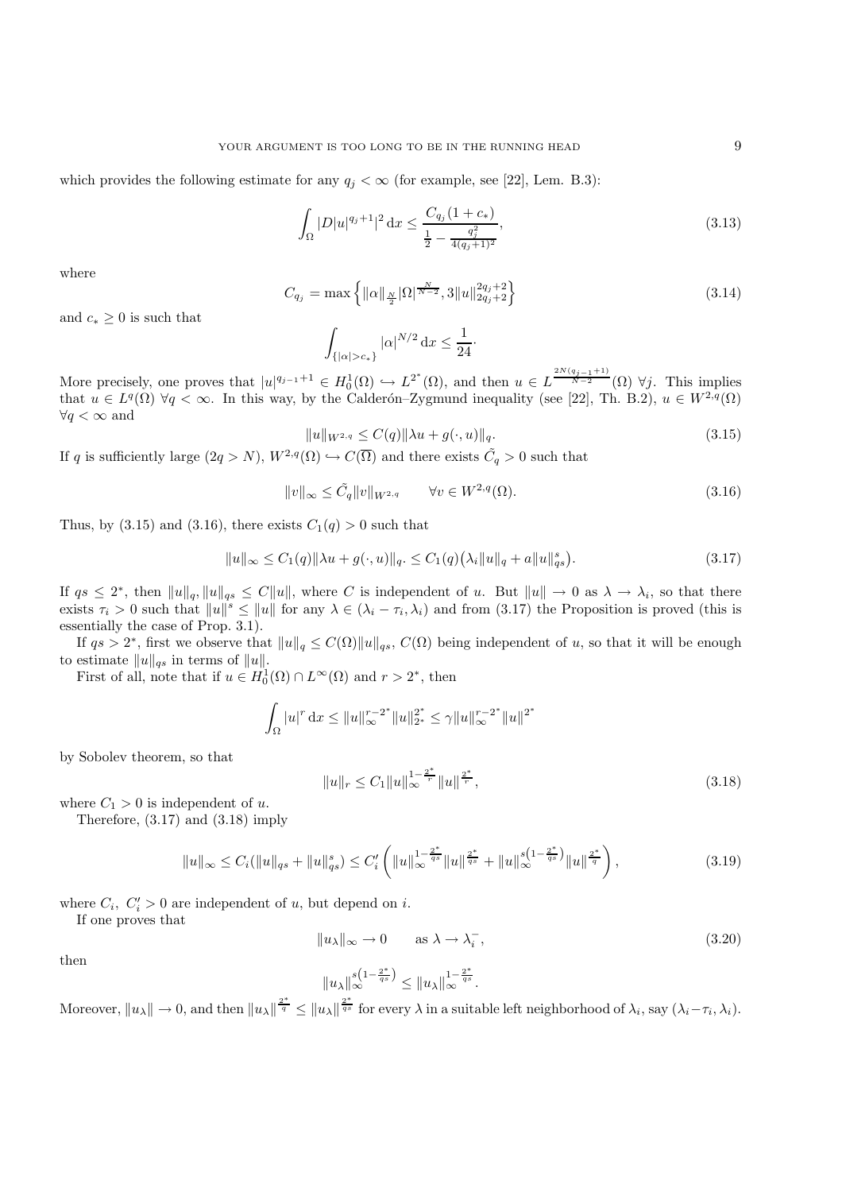which provides the following estimate for any $q_j < \infty$ (for example, see [22], Lem. B.3):

$$\int_\Omega |D|u|^{q_j+1}|^2 \,\mathrm{d}x \leq \frac{C_{q_j}(1+c_*)}{\frac{1}{2} - \frac{q_j^2}{4(q_j+1)^2}}, \tag{3.13}$$

where

$$C_{q_j} = \max\left\{ \|\alpha\|_{\frac{N}{2}} |\Omega|^{\frac{N}{N-2}}, 3\|u\|_{2q_j+2}^{2q_j+2} \right\} \tag{3.14}$$

and $c_* \geq 0$ is such that

$$\int_{\{|\alpha|>c_*\}} |\alpha|^{N/2} \,\mathrm{d}x \leq \frac{1}{24}\cdot$$

More precisely, one proves that $|u|^{q_{j-1}+1} \in H_0^1(\Omega) \hookrightarrow L^{2^*}(\Omega)$, and then $u \in L^{\frac{2N(q_{j-1}+1)}{N-2}}(\Omega)$ $\forall j$. This implies that $u \in L^q(\Omega)$ $\forall q < \infty$. In this way, by the Calderón–Zygmund inequality (see [22], Th. B.2), $u \in W^{2,q}(\Omega)$ $\forall q < \infty$ and

$$\|u\|_{W^{2,q}} \leq C(q) \|\lambda u + g(\cdot, u)\|_q. \tag{3.15}$$

If $q$ is sufficiently large ($2q > N$), $W^{2,q}(\Omega) \hookrightarrow C(\overline{\Omega})$ and there exists $\tilde{C}_q > 0$ such that

$$\|v\|_\infty \leq \tilde{C}_q \|v\|_{W^{2,q}} \qquad \forall v \in W^{2,q}(\Omega). \tag{3.16}$$

Thus, by (3.15) and (3.16), there exists $C_1(q) > 0$ such that

$$\|u\|_\infty \leq C_1(q) \|\lambda u + g(\cdot, u)\|_q. \leq C_1(q) \big(\lambda_i \|u\|_q + a\|u\|_{qs}^s\big). \tag{3.17}$$

If $qs \leq 2^*$, then $\|u\|_q, \|u\|_{qs} \leq C\|u\|$, where $C$ is independent of $u$. But $\|u\| \to 0$ as $\lambda \to \lambda_i$, so that there exists $\tau_i > 0$ such that $\|u\|^s \leq \|u\|$ for any $\lambda \in (\lambda_i - \tau_i, \lambda_i)$ and from (3.17) the Proposition is proved (this is essentially the case of Prop. 3.1).

If $qs > 2^*$, first we observe that $\|u\|_q \leq C(\Omega)\|u\|_{qs}$, $C(\Omega)$ being independent of $u$, so that it will be enough to estimate $\|u\|_{qs}$ in terms of $\|u\|$.

First of all, note that if $u \in H_0^1(\Omega) \cap L^\infty(\Omega)$ and $r > 2^*$, then

$$\int_\Omega |u|^r \,\mathrm{d}x \leq \|u\|_\infty^{r-2^*} \|u\|_{2^*}^{2^*} \leq \gamma \|u\|_\infty^{r-2^*} \|u\|^{2^*}$$

by Sobolev theorem, so that

$$\|u\|_r \leq C_1 \|u\|_\infty^{1-\frac{2^*}{r}} \|u\|^{\frac{2^*}{r}}, \tag{3.18}$$

where $C_1 > 0$ is independent of $u$.

Therefore, (3.17) and (3.18) imply

$$\|u\|_\infty \leq C_i(\|u\|_{qs} + \|u\|_{qs}^s) \leq C_i' \left( \|u\|_\infty^{1-\frac{2^*}{qs}} \|u\|^{\frac{2^*}{qs}} + \|u\|_\infty^{s\left(1-\frac{2^*}{qs}\right)} \|u\|^{\frac{2^*}{q}} \right), \tag{3.19}$$

where $C_i$, $C_i' > 0$ are independent of $u$, but depend on $i$.

If one proves that

$$\|u_\lambda\|_\infty \to 0 \qquad \text{as } \lambda \to \lambda_i^-, \tag{3.20}$$

then

$$\|u_\lambda\|_\infty^{s\left(1-\frac{2^*}{qs}\right)} \leq \|u_\lambda\|_\infty^{1-\frac{2^*}{qs}}.$$

Moreover, $\|u_\lambda\| \to 0$, and then $\|u_\lambda\|^{\frac{2^*}{q}} \leq \|u_\lambda\|^{\frac{2^*}{qs}}$ for every $\lambda$ in a suitable left neighborhood of $\lambda_i$, say $(\lambda_i - \tau_i, \lambda_i)$.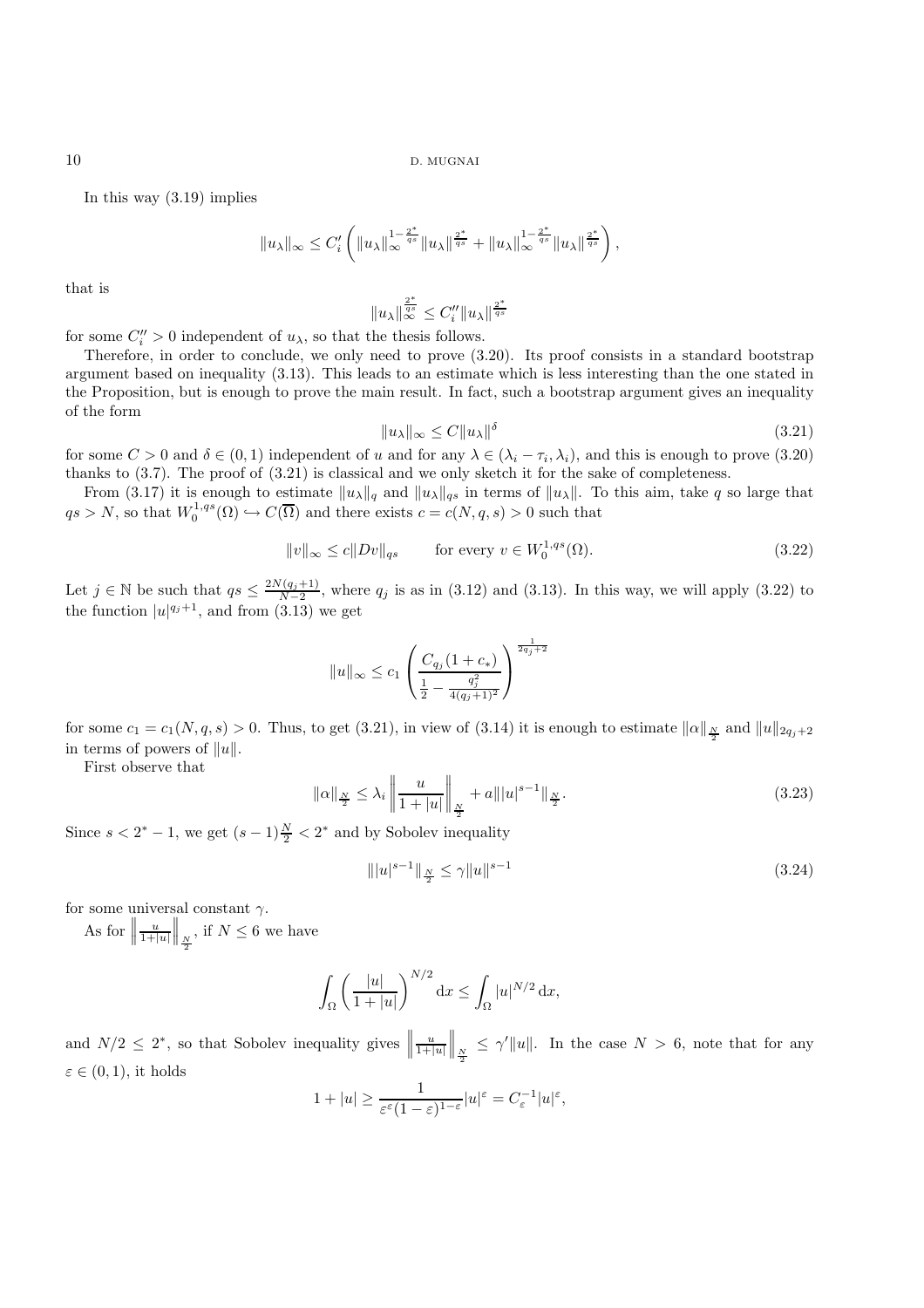In this way (3.19) implies

$$\|u_\lambda\|_\infty \le C_i' \left( \|u_\lambda\|_\infty^{1-\frac{2^*}{qs}} \|u_\lambda\|^{\frac{2^*}{qs}} + \|u_\lambda\|_\infty^{1-\frac{2^*}{qs}} \|u_\lambda\|^{\frac{2^*}{qs}} \right),$$

that is

$$\|u_\lambda\|_\infty^{\frac{2^*}{qs}} \le C_i'' \|u_\lambda\|^{\frac{2^*}{qs}}$$

for some $C_i'' > 0$ independent of $u_\lambda$, so that the thesis follows.

Therefore, in order to conclude, we only need to prove (3.20). Its proof consists in a standard bootstrap argument based on inequality (3.13). This leads to an estimate which is less interesting than the one stated in the Proposition, but is enough to prove the main result. In fact, such a bootstrap argument gives an inequality of the form

$$\|u_\lambda\|_\infty \le C \|u_\lambda\|^\delta \tag{3.21}$$

for some $C > 0$ and $\delta \in (0,1)$ independent of $u$ and for any $\lambda \in (\lambda_i - \tau_i, \lambda_i)$, and this is enough to prove (3.20) thanks to (3.7). The proof of (3.21) is classical and we only sketch it for the sake of completeness.

From (3.17) it is enough to estimate $\|u_\lambda\|_q$ and $\|u_\lambda\|_{qs}$ in terms of $\|u_\lambda\|$. To this aim, take $q$ so large that $qs > N$, so that $W_0^{1,qs}(\Omega) \hookrightarrow C(\overline{\Omega})$ and there exists $c = c(N,q,s) > 0$ such that

$$\|v\|_\infty \le c \|Dv\|_{qs} \qquad \text{for every } v \in W_0^{1,qs}(\Omega). \tag{3.22}$$

Let $j \in \mathbb{N}$ be such that $qs \le \frac{2N(q_j+1)}{N-2}$, where $q_j$ is as in (3.12) and (3.13). In this way, we will apply (3.22) to the function $|u|^{q_j+1}$, and from (3.13) we get

$$\|u\|_\infty \le c_1 \left( \frac{C_{q_j}(1+c_*)}{\frac{1}{2} - \frac{q_j^2}{4(q_j+1)^2}} \right)^{\frac{1}{2q_j+2}}$$

for some $c_1 = c_1(N,q,s) > 0$. Thus, to get (3.21), in view of (3.14) it is enough to estimate $\|\alpha\|_{\frac{N}{2}}$ and $\|u\|_{2q_j+2}$ in terms of powers of $\|u\|$.

First observe that

$$\|\alpha\|_{\frac{N}{2}} \le \lambda_i \left\| \frac{u}{1+|u|} \right\|_{\frac{N}{2}} + a \||u|^{s-1}\|_{\frac{N}{2}}. \tag{3.23}$$

Since $s < 2^* - 1$, we get $(s-1)\frac{N}{2} < 2^*$ and by Sobolev inequality

$$\||u|^{s-1}\|_{\frac{N}{2}} \le \gamma \|u\|^{s-1} \tag{3.24}$$

for some universal constant $\gamma$.

As for $\left\| \frac{u}{1+|u|} \right\|_{\frac{N}{2}}$, if $N \le 6$ we have

$$\int_\Omega \left( \frac{|u|}{1+|u|} \right)^{N/2} dx \le \int_\Omega |u|^{N/2}\, dx,$$

and $N/2 \le 2^*$, so that Sobolev inequality gives $\left\| \frac{u}{1+|u|} \right\|_{\frac{N}{2}} \le \gamma' \|u\|$. In the case $N > 6$, note that for any $\varepsilon \in (0,1)$, it holds

$$1 + |u| \ge \frac{1}{\varepsilon^\varepsilon (1-\varepsilon)^{1-\varepsilon}} |u|^\varepsilon = C_\varepsilon^{-1} |u|^\varepsilon,$$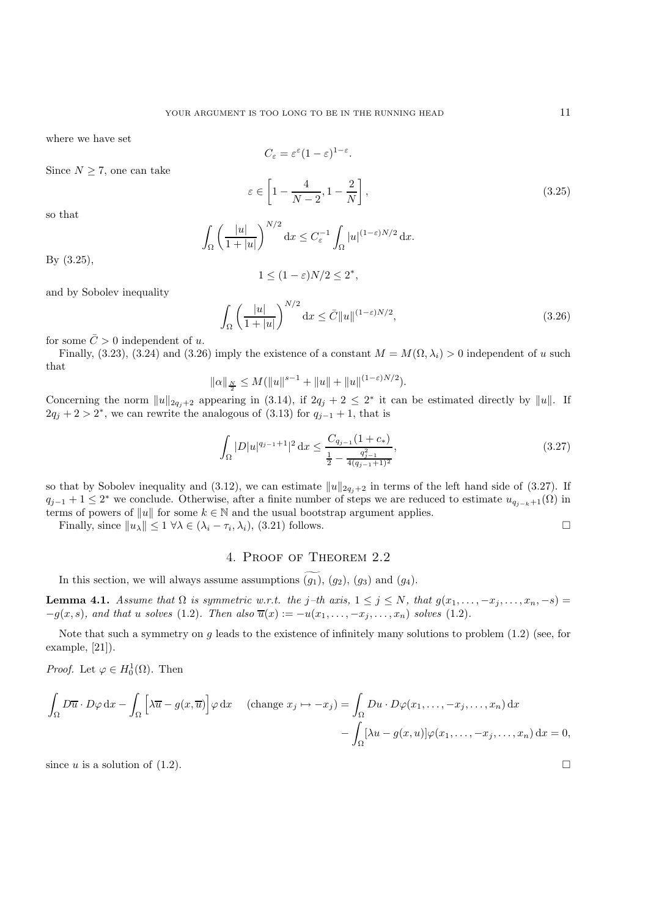where we have set

$$C_\varepsilon = \varepsilon^\varepsilon (1-\varepsilon)^{1-\varepsilon}.$$

Since $N \geq 7$, one can take

$$\varepsilon \in \left[1 - \frac{4}{N-2}, 1 - \frac{2}{N}\right], \tag{3.25}$$

so that

$$\int_\Omega \left(\frac{|u|}{1+|u|}\right)^{N/2} \mathrm{d}x \leq C_\varepsilon^{-1} \int_\Omega |u|^{(1-\varepsilon)N/2} \, \mathrm{d}x.$$

By (3.25),

$$1 \leq (1-\varepsilon)N/2 \leq 2^*,$$

and by Sobolev inequality

$$\int_\Omega \left(\frac{|u|}{1+|u|}\right)^{N/2} \mathrm{d}x \leq \bar{C} \|u\|^{(1-\varepsilon)N/2}, \tag{3.26}$$

for some $\bar{C} > 0$ independent of $u$.

Finally, (3.23), (3.24) and (3.26) imply the existence of a constant $M = M(\Omega, \lambda_i) > 0$ independent of $u$ such that

$$\|\alpha\|_{\frac{N}{2}} \leq M(\|u\|^{s-1} + \|u\| + \|u\|^{(1-\varepsilon)N/2}).$$

Concerning the norm $\|u\|_{2q_j+2}$ appearing in (3.14), if $2q_j + 2 \leq 2^*$ it can be estimated directly by $\|u\|$. If $2q_j + 2 > 2^*$, we can rewrite the analogous of (3.13) for $q_{j-1} + 1$, that is

$$\int_\Omega |D|u|^{q_{j-1}+1}|^2 \, \mathrm{d}x \leq \frac{C_{q_{j-1}}(1+c_*)}{\frac{1}{2} - \frac{q_{j-1}^2}{4(q_{j-1}+1)^2}}, \tag{3.27}$$

so that by Sobolev inequality and (3.12), we can estimate $\|u\|_{2q_j+2}$ in terms of the left hand side of (3.27). If $q_{j-1} + 1 \leq 2^*$ we conclude. Otherwise, after a finite number of steps we are reduced to estimate $u_{q_{j-k}+1}(\Omega)$ in terms of powers of $\|u\|$ for some $k \in \mathbb{N}$ and the usual bootstrap argument applies.

Finally, since $\|u_\lambda\| \leq 1 \; \forall \lambda \in (\lambda_i - \tau_i, \lambda_i)$, (3.21) follows. $\square$

## 4. Proof of Theorem 2.2

In this section, we will always assume assumptions $\widetilde{(g_1)}$, $(g_2)$, $(g_3)$ and $(g_4)$.

**Lemma 4.1.** *Assume that $\Omega$ is symmetric w.r.t. the $j$–th axis, $1 \leq j \leq N$, that $g(x_1, \ldots, -x_j, \ldots, x_n, -s) = -g(x,s)$, and that $u$ solves* (1.2)*. Then also $\overline{u}(x) := -u(x_1, \ldots, -x_j, \ldots, x_n)$ solves* (1.2).

Note that such a symmetry on $g$ leads to the existence of infinitely many solutions to problem (1.2) (see, for example, [21]).

*Proof.* Let $\varphi \in H_0^1(\Omega)$. Then

$$\begin{aligned}\int_\Omega D\overline{u} \cdot D\varphi \, \mathrm{d}x - \int_\Omega \Big[\lambda \overline{u} - g(x, \overline{u})\Big] \varphi \, \mathrm{d}x \quad (\text{change } x_j \mapsto -x_j) &= \int_\Omega Du \cdot D\varphi(x_1, \ldots, -x_j, \ldots, x_n) \, \mathrm{d}x \\ &\quad - \int_\Omega [\lambda u - g(x,u)] \varphi(x_1, \ldots, -x_j, \ldots, x_n) \, \mathrm{d}x = 0,\end{aligned}$$

since $u$ is a solution of (1.2). $\square$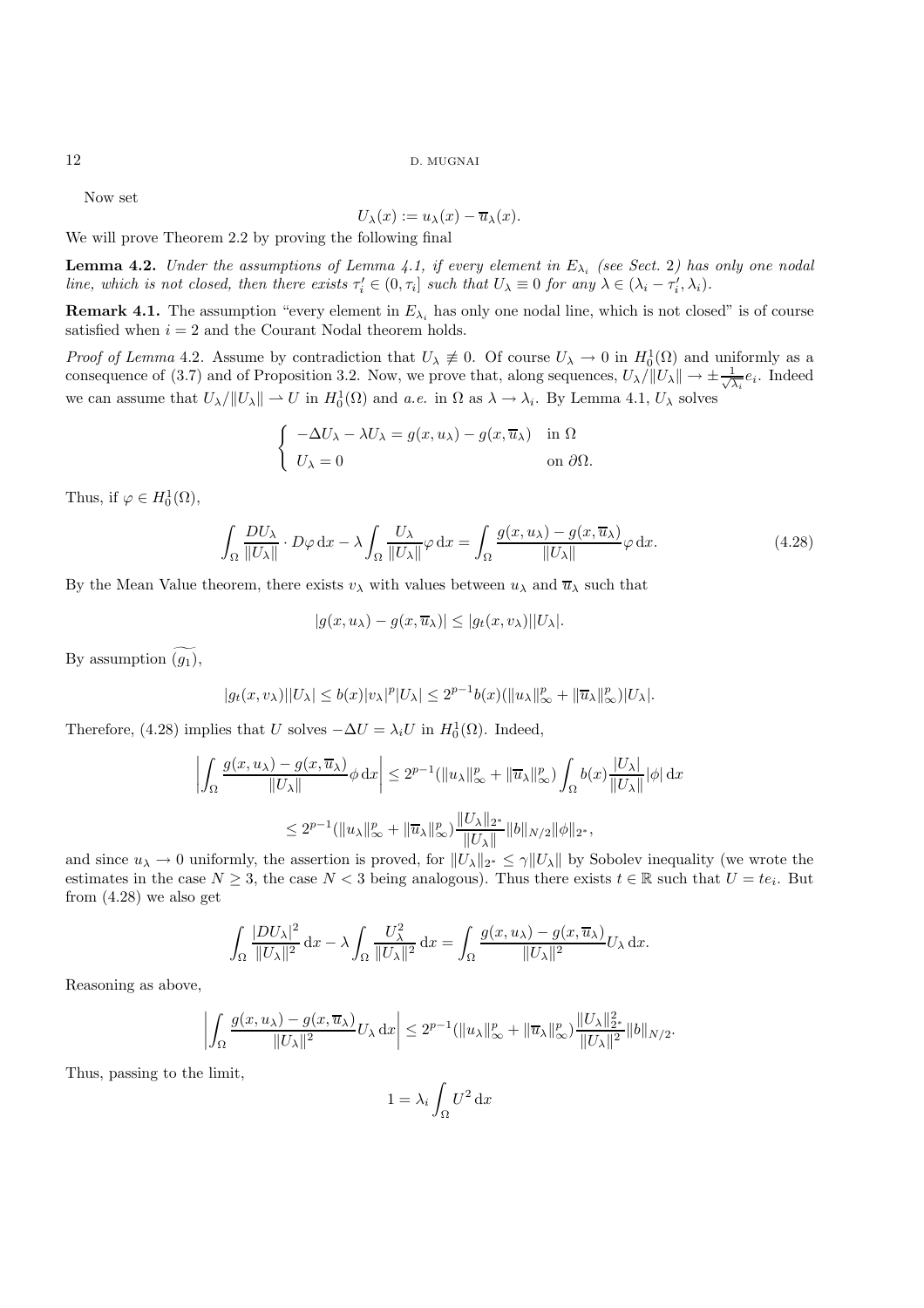Now set

$$
U_\lambda(x) := u_\lambda(x) - \overline{u}_\lambda(x).
$$

We will prove Theorem 2.2 by proving the following final

**Lemma 4.2.** *Under the assumptions of Lemma 4.1, if every element in $E_{\lambda_i}$ (see Sect. 2) has only one nodal line, which is not closed, then there exists $\tau_i' \in (0, \tau_i]$ such that $U_\lambda \equiv 0$ for any $\lambda \in (\lambda_i - \tau_i', \lambda_i)$.*

**Remark 4.1.** The assumption "every element in $E_{\lambda_i}$ has only one nodal line, which is not closed" is of course satisfied when $i = 2$ and the Courant Nodal theorem holds.

*Proof of Lemma* 4.2. Assume by contradiction that $U_\lambda \not\equiv 0$. Of course $U_\lambda \to 0$ in $H_0^1(\Omega)$ and uniformly as a consequence of (3.7) and of Proposition 3.2. Now, we prove that, along sequences, $U_\lambda/\|U_\lambda\| \to \pm\frac{1}{\sqrt{\lambda_i}}e_i$. Indeed we can assume that $U_\lambda/\|U_\lambda\| \rightharpoonup U$ in $H_0^1(\Omega)$ and *a.e.* in $\Omega$ as $\lambda \to \lambda_i$. By Lemma 4.1, $U_\lambda$ solves

$$
\begin{cases}
-\Delta U_\lambda - \lambda U_\lambda = g(x, u_\lambda) - g(x, \overline{u}_\lambda) & \text{in } \Omega \\
U_\lambda = 0 & \text{on } \partial\Omega.
\end{cases}
$$

Thus, if $\varphi \in H_0^1(\Omega)$,

$$
\int_\Omega \frac{DU_\lambda}{\|U_\lambda\|} \cdot D\varphi \,\mathrm{d}x - \lambda \int_\Omega \frac{U_\lambda}{\|U_\lambda\|}\varphi \,\mathrm{d}x = \int_\Omega \frac{g(x, u_\lambda) - g(x, \overline{u}_\lambda)}{\|U_\lambda\|}\varphi \,\mathrm{d}x. \tag{4.28}
$$

By the Mean Value theorem, there exists $v_\lambda$ with values between $u_\lambda$ and $\overline{u}_\lambda$ such that

$$
|g(x, u_\lambda) - g(x, \overline{u}_\lambda)| \le |g_t(x, v_\lambda)||U_\lambda|.
$$

By assumption $\widetilde{(g_1)}$,

$$
|g_t(x, v_\lambda)||U_\lambda| \le b(x)|v_\lambda|^p |U_\lambda| \le 2^{p-1} b(x)(\|u_\lambda\|_\infty^p + \|\overline{u}_\lambda\|_\infty^p)|U_\lambda|.
$$

Therefore, (4.28) implies that $U$ solves $-\Delta U = \lambda_i U$ in $H_0^1(\Omega)$. Indeed,

$$
\left| \int_\Omega \frac{g(x, u_\lambda) - g(x, \overline{u}_\lambda)}{\|U_\lambda\|}\phi \,\mathrm{d}x \right| \le 2^{p-1}(\|u_\lambda\|_\infty^p + \|\overline{u}_\lambda\|_\infty^p) \int_\Omega b(x)\frac{|U_\lambda|}{\|U_\lambda\|}|\phi| \,\mathrm{d}x
$$

$$
\le 2^{p-1}(\|u_\lambda\|_\infty^p + \|\overline{u}_\lambda\|_\infty^p)\frac{\|U_\lambda\|_{2^*}}{\|U_\lambda\|}\|b\|_{N/2}\|\phi\|_{2^*},
$$

and since $u_\lambda \to 0$ uniformly, the assertion is proved, for $\|U_\lambda\|_{2^*} \le \gamma\|U_\lambda\|$ by Sobolev inequality (we wrote the estimates in the case $N \ge 3$, the case $N < 3$ being analogous). Thus there exists $t \in \mathbb{R}$ such that $U = te_i$. But from (4.28) we also get

$$
\int_\Omega \frac{|DU_\lambda|^2}{\|U_\lambda\|^2} \,\mathrm{d}x - \lambda \int_\Omega \frac{U_\lambda^2}{\|U_\lambda\|^2} \,\mathrm{d}x = \int_\Omega \frac{g(x, u_\lambda) - g(x, \overline{u}_\lambda)}{\|U_\lambda\|^2}U_\lambda \,\mathrm{d}x.
$$

Reasoning as above,

$$
\left| \int_\Omega \frac{g(x, u_\lambda) - g(x, \overline{u}_\lambda)}{\|U_\lambda\|^2}U_\lambda \,\mathrm{d}x \right| \le 2^{p-1}(\|u_\lambda\|_\infty^p + \|\overline{u}_\lambda\|_\infty^p)\frac{\|U_\lambda\|_{2^*}^2}{\|U_\lambda\|^2}\|b\|_{N/2}.
$$

Thus, passing to the limit,

$$
1 = \lambda_i \int_\Omega U^2 \,\mathrm{d}x
$$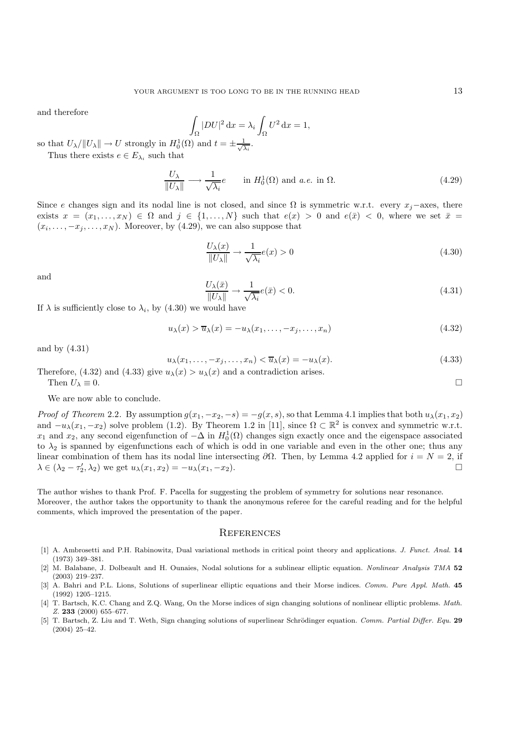and therefore

$$\int_\Omega |DU|^2 \, \mathrm{d}x = \lambda_i \int_\Omega U^2 \, \mathrm{d}x = 1,$$

so that $U_\lambda/\|U_\lambda\| \to U$ strongly in $H^1_0(\Omega)$ and $t = \pm\frac{1}{\sqrt{\lambda_i}}$.

Thus there exists $e \in E_{\lambda_i}$ such that

$$\frac{U_\lambda}{\|U_\lambda\|} \longrightarrow \frac{1}{\sqrt{\lambda_i}} e \qquad \text{in } H^1_0(\Omega) \text{ and } a.e. \text{ in } \Omega. \tag{4.29}$$

Since $e$ changes sign and its nodal line is not closed, and since $\Omega$ is symmetric w.r.t. every $x_j-$axes, there exists $x = (x_1, \ldots, x_N) \in \Omega$ and $j \in \{1, \ldots, N\}$ such that $e(x) > 0$ and $e(\bar{x}) < 0$, where we set $\bar{x} = (x_i, \ldots, -x_j, \ldots, x_N)$. Moreover, by (4.29), we can also suppose that

$$\frac{U_\lambda(x)}{\|U_\lambda\|} \to \frac{1}{\sqrt{\lambda_i}} e(x) > 0 \tag{4.30}$$

and

$$\frac{U_\lambda(\bar{x})}{\|U_\lambda\|} \to \frac{1}{\sqrt{\lambda_i}} e(\bar{x}) < 0. \tag{4.31}$$

If $\lambda$ is sufficiently close to $\lambda_i$, by (4.30) we would have

$$u_\lambda(x) > \overline{u}_\lambda(x) = -u_\lambda(x_1, \ldots, -x_j, \ldots, x_n) \tag{4.32}$$

and by (4.31)

$$u_\lambda(x_1, \ldots, -x_j, \ldots, x_n) < \overline{u}_\lambda(x) = -u_\lambda(x). \tag{4.33}$$

Therefore, (4.32) and (4.33) give $u_\lambda(x) > u_\lambda(x)$ and a contradiction arises.

Then $U_\lambda \equiv 0$. □

We are now able to conclude.

*Proof of Theorem* 2.2. By assumption $g(x_1, -x_2, -s) = -g(x, s)$, so that Lemma 4.1 implies that both $u_\lambda(x_1, x_2)$ and $-u_\lambda(x_1, -x_2)$ solve problem (1.2). By Theorem 1.2 in [11], since $\Omega \subset \mathbb{R}^2$ is convex and symmetric w.r.t. $x_1$ and $x_2$, any second eigenfunction of $-\Delta$ in $H^1_0(\Omega)$ changes sign exactly once and the eigenspace associated to $\lambda_2$ is spanned by eigenfunctions each of which is odd in one variable and even in the other one; thus any linear combination of them has its nodal line intersecting $\partial\Omega$. Then, by Lemma 4.2 applied for $i = N = 2$, if $\lambda \in (\lambda_2 - \tau'_2, \lambda_2)$ we get $u_\lambda(x_1, x_2) = -u_\lambda(x_1, -x_2)$. □

The author wishes to thank Prof. F. Pacella for suggesting the problem of symmetry for solutions near resonance. Moreover, the author takes the opportunity to thank the anonymous referee for the careful reading and for the helpful comments, which improved the presentation of the paper.

## References

[1] A. Ambrosetti and P.H. Rabinowitz, Dual variational methods in critical point theory and applications. *J. Funct. Anal.* **14** (1973) 349–381.

[2] M. Balabane, J. Dolbeault and H. Ounaies, Nodal solutions for a sublinear elliptic equation. *Nonlinear Analysis TMA* **52** (2003) 219–237.

[3] A. Bahri and P.L. Lions, Solutions of superlinear elliptic equations and their Morse indices. *Comm. Pure Appl. Math.* **45** (1992) 1205–1215.

[4] T. Bartsch, K.C. Chang and Z.Q. Wang, On the Morse indices of sign changing solutions of nonlinear elliptic problems. *Math. Z.* **233** (2000) 655–677.

[5] T. Bartsch, Z. Liu and T. Weth, Sign changing solutions of superlinear Schrödinger equation. *Comm. Partial Differ. Equ.* **29** (2004) 25–42.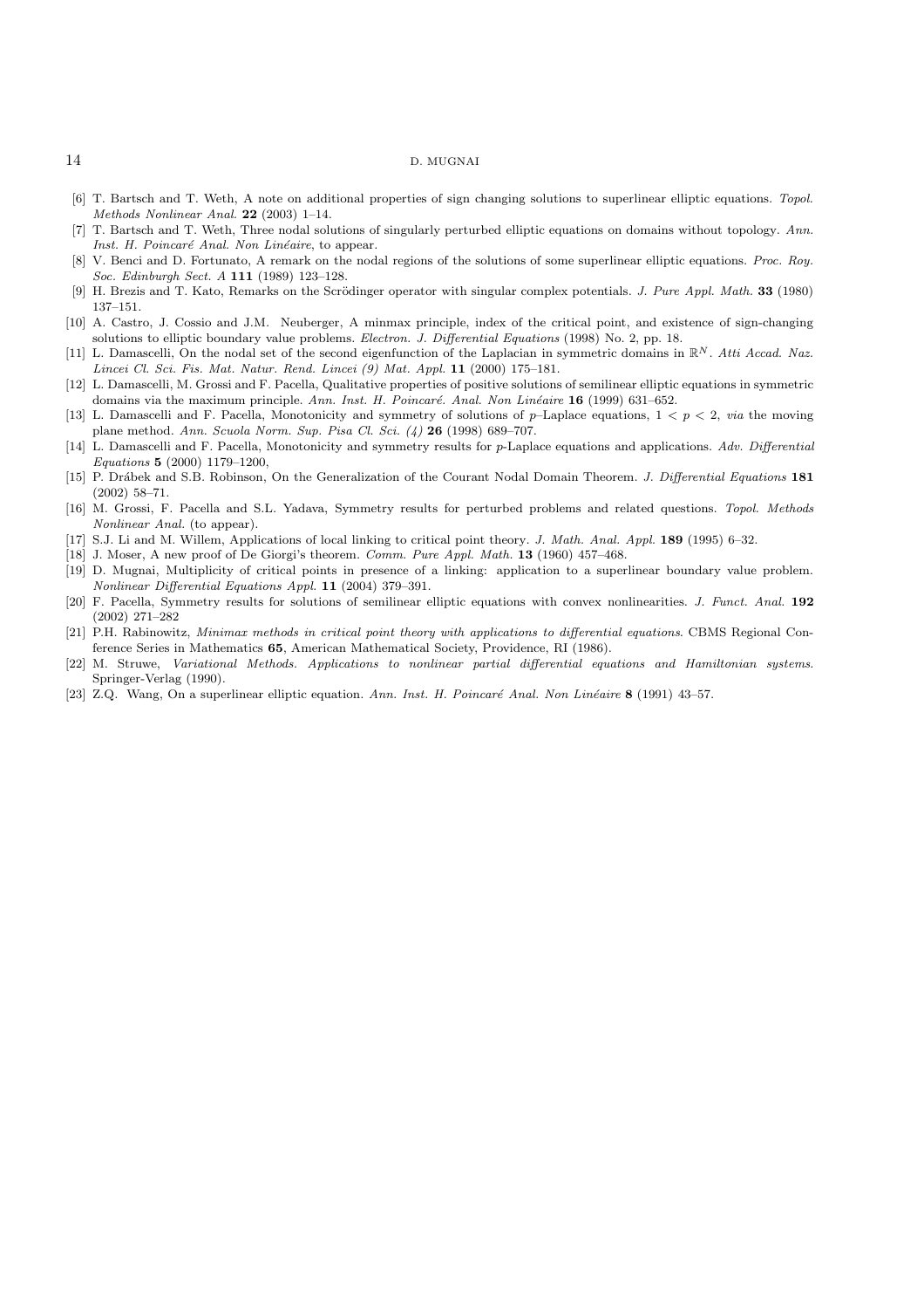[6] T. Bartsch and T. Weth, A note on additional properties of sign changing solutions to superlinear elliptic equations. *Topol. Methods Nonlinear Anal.* **22** (2003) 1–14.

[7] T. Bartsch and T. Weth, Three nodal solutions of singularly perturbed elliptic equations on domains without topology. *Ann. Inst. H. Poincaré Anal. Non Linéaire*, to appear.

[8] V. Benci and D. Fortunato, A remark on the nodal regions of the solutions of some superlinear elliptic equations. *Proc. Roy. Soc. Edinburgh Sect. A* **111** (1989) 123–128.

[9] H. Brezis and T. Kato, Remarks on the Scrödinger operator with singular complex potentials. *J. Pure Appl. Math.* **33** (1980) 137–151.

[10] A. Castro, J. Cossio and J.M. Neuberger, A minmax principle, index of the critical point, and existence of sign-changing solutions to elliptic boundary value problems. *Electron. J. Differential Equations* (1998) No. 2, pp. 18.

[11] L. Damascelli, On the nodal set of the second eigenfunction of the Laplacian in symmetric domains in $\mathbb{R}^N$. *Atti Accad. Naz. Lincei Cl. Sci. Fis. Mat. Natur. Rend. Lincei (9) Mat. Appl.* **11** (2000) 175–181.

[12] L. Damascelli, M. Grossi and F. Pacella, Qualitative properties of positive solutions of semilinear elliptic equations in symmetric domains via the maximum principle. *Ann. Inst. H. Poincaré. Anal. Non Linéaire* **16** (1999) 631–652.

[13] L. Damascelli and F. Pacella, Monotonicity and symmetry of solutions of $p$–Laplace equations, $1 < p < 2$, *via* the moving plane method. *Ann. Scuola Norm. Sup. Pisa Cl. Sci. (4)* **26** (1998) 689–707.

[14] L. Damascelli and F. Pacella, Monotonicity and symmetry results for $p$-Laplace equations and applications. *Adv. Differential Equations* **5** (2000) 1179–1200,

[15] P. Drábek and S.B. Robinson, On the Generalization of the Courant Nodal Domain Theorem. *J. Differential Equations* **181** (2002) 58–71.

[16] M. Grossi, F. Pacella and S.L. Yadava, Symmetry results for perturbed problems and related questions. *Topol. Methods Nonlinear Anal.* (to appear).

[17] S.J. Li and M. Willem, Applications of local linking to critical point theory. *J. Math. Anal. Appl.* **189** (1995) 6–32.

[18] J. Moser, A new proof of De Giorgi's theorem. *Comm. Pure Appl. Math.* **13** (1960) 457–468.

[19] D. Mugnai, Multiplicity of critical points in presence of a linking: application to a superlinear boundary value problem. *Nonlinear Differential Equations Appl.* **11** (2004) 379–391.

[20] F. Pacella, Symmetry results for solutions of semilinear elliptic equations with convex nonlinearities. *J. Funct. Anal.* **192** (2002) 271–282

[21] P.H. Rabinowitz, *Minimax methods in critical point theory with applications to differential equations*. CBMS Regional Conference Series in Mathematics **65**, American Mathematical Society, Providence, RI (1986).

[22] M. Struwe, *Variational Methods. Applications to nonlinear partial differential equations and Hamiltonian systems.* Springer-Verlag (1990).

[23] Z.Q. Wang, On a superlinear elliptic equation. *Ann. Inst. H. Poincaré Anal. Non Linéaire* **8** (1991) 43–57.